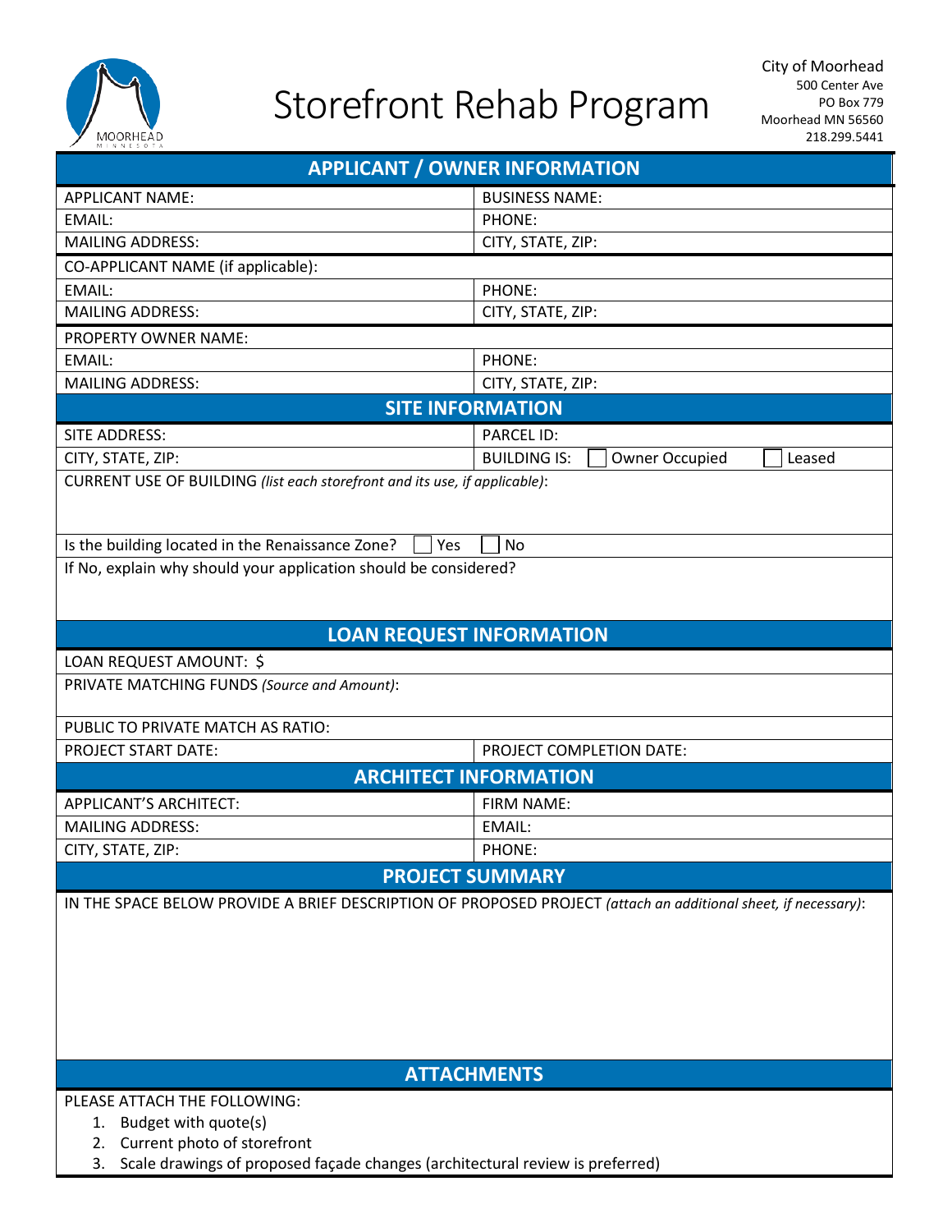# Storefront Rehab Program

City of Moorhead
500 Center Ave
PO Box 779
Moorhead MN 56560
218.299.5441

## APPLICANT / OWNER INFORMATION

| | |
|---|---|
| APPLICANT NAME: | BUSINESS NAME: |
| EMAIL: | PHONE: |
| MAILING ADDRESS: | CITY, STATE, ZIP: |
| CO-APPLICANT NAME (if applicable): | |
| EMAIL: | PHONE: |
| MAILING ADDRESS: | CITY, STATE, ZIP: |
| PROPERTY OWNER NAME: | |
| EMAIL: | PHONE: |
| MAILING ADDRESS: | CITY, STATE, ZIP: |

## SITE INFORMATION

| | |
|---|---|
| SITE ADDRESS: | PARCEL ID: |
| CITY, STATE, ZIP: | BUILDING IS: ☐ Owner Occupied ☐ Leased |

CURRENT USE OF BUILDING *(list each storefront and its use, if applicable)*:

Is the building located in the Renaissance Zone? ☐ Yes ☐ No

If No, explain why should your application should be considered?

## LOAN REQUEST INFORMATION

LOAN REQUEST AMOUNT: $

PRIVATE MATCHING FUNDS *(Source and Amount)*:

PUBLIC TO PRIVATE MATCH AS RATIO:

| | |
|---|---|
| PROJECT START DATE: | PROJECT COMPLETION DATE: |

## ARCHITECT INFORMATION

| | |
|---|---|
| APPLICANT'S ARCHITECT: | FIRM NAME: |
| MAILING ADDRESS: | EMAIL: |
| CITY, STATE, ZIP: | PHONE: |

## PROJECT SUMMARY

IN THE SPACE BELOW PROVIDE A BRIEF DESCRIPTION OF PROPOSED PROJECT *(attach an additional sheet, if necessary)*:

## ATTACHMENTS

PLEASE ATTACH THE FOLLOWING:

1. Budget with quote(s)
2. Current photo of storefront
3. Scale drawings of proposed façade changes (architectural review is preferred)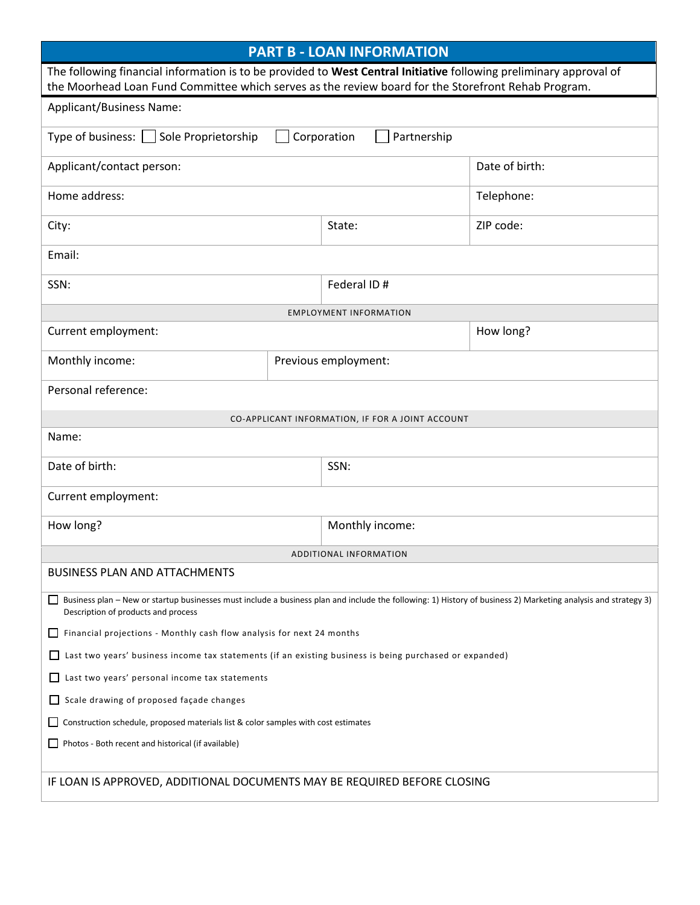## PART B - LOAN INFORMATION

The following financial information is to be provided to **West Central Initiative** following preliminary approval of the Moorhead Loan Fund Committee which serves as the review board for the Storefront Rehab Program.

| | | |
|---|---|---|
| Applicant/Business Name: | | |
| Type of business: ☐ Sole Proprietorship ☐ Corporation ☐ Partnership | | |
| Applicant/contact person: | | Date of birth: |
| Home address: | | Telephone: |
| City: | State: | ZIP code: |
| Email: | | |
| SSN: | Federal ID # | |

**EMPLOYMENT INFORMATION**

| | |
|---|---|
| Current employment: | How long? |
| Monthly income: | Previous employment: |
| Personal reference: | |

**CO-APPLICANT INFORMATION, IF FOR A JOINT ACCOUNT**

| | |
|---|---|
| Name: | |
| Date of birth: | SSN: |
| Current employment: | |
| How long? | Monthly income: |

**ADDITIONAL INFORMATION**

BUSINESS PLAN AND ATTACHMENTS

- ☐ Business plan – New or startup businesses must include a business plan and include the following: 1) History of business 2) Marketing analysis and strategy 3) Description of products and process
- ☐ Financial projections - Monthly cash flow analysis for next 24 months
- ☐ Last two years' business income tax statements (if an existing business is being purchased or expanded)
- ☐ Last two years' personal income tax statements
- ☐ Scale drawing of proposed façade changes
- ☐ Construction schedule, proposed materials list & color samples with cost estimates
- ☐ Photos - Both recent and historical (if available)

IF LOAN IS APPROVED, ADDITIONAL DOCUMENTS MAY BE REQUIRED BEFORE CLOSING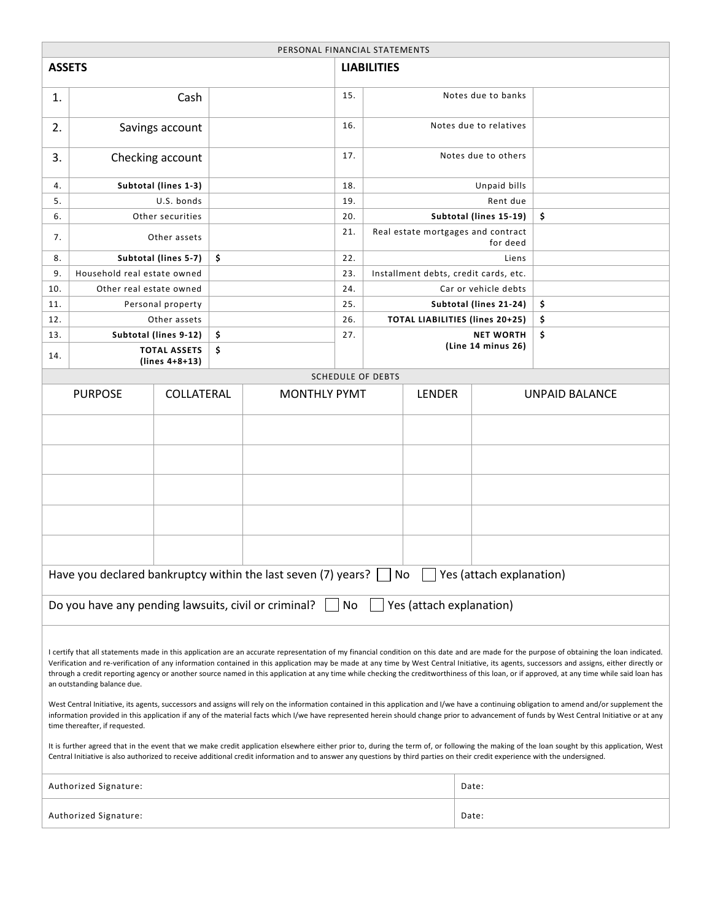## PERSONAL FINANCIAL STATEMENTS

| ASSETS | | | LIABILITIES | | |
|---|---|---|---|---|---|
| 1. | Cash | | 15. | Notes due to banks | |
| 2. | Savings account | | 16. | Notes due to relatives | |
| 3. | Checking account | | 17. | Notes due to others | |
| 4. | **Subtotal (lines 1-3)** | | 18. | Unpaid bills | |
| 5. | U.S. bonds | | 19. | Rent due | |
| 6. | Other securities | | 20. | **Subtotal (lines 15-19)** | $ |
| 7. | Other assets | | 21. | Real estate mortgages and contract for deed | |
| 8. | **Subtotal (lines 5-7)** | $ | 22. | Liens | |
| 9. | Household real estate owned | | 23. | Installment debts, credit cards, etc. | |
| 10. | Other real estate owned | | 24. | Car or vehicle debts | |
| 11. | Personal property | | 25. | **Subtotal (lines 21-24)** | $ |
| 12. | Other assets | | 26. | **TOTAL LIABILITIES (lines 20+25)** | $ |
| 13. | **Subtotal (lines 9-12)** | $ | 27. | **NET WORTH (Line 14 minus 26)** | $ |
| 14. | **TOTAL ASSETS (lines 4+8+13)** | $ | | | |

## SCHEDULE OF DEBTS

| PURPOSE | COLLATERAL | MONTHLY PYMT | LENDER | UNPAID BALANCE |
|---|---|---|---|---|
| | | | | |
| | | | | |
| | | | | |
| | | | | |
| | | | | |

Have you declared bankruptcy within the last seven (7) years? ☐ No ☐ Yes (attach explanation)

Do you have any pending lawsuits, civil or criminal? ☐ No ☐ Yes (attach explanation)

I certify that all statements made in this application are an accurate representation of my financial condition on this date and are made for the purpose of obtaining the loan indicated. Verification and re-verification of any information contained in this application may be made at any time by West Central Initiative, its agents, successors and assigns, either directly or through a credit reporting agency or another source named in this application at any time while checking the creditworthiness of this loan, or if approved, at any time while said loan has an outstanding balance due.

West Central Initiative, its agents, successors and assigns will rely on the information contained in this application and I/we have a continuing obligation to amend and/or supplement the information provided in this application if any of the material facts which I/we have represented herein should change prior to advancement of funds by West Central Initiative or at any time thereafter, if requested.

It is further agreed that in the event that we make credit application elsewhere either prior to, during the term of, or following the making of the loan sought by this application, West Central Initiative is also authorized to receive additional credit information and to answer any questions by third parties on their credit experience with the undersigned.

| | |
|---|---|
| Authorized Signature: | Date: |
| Authorized Signature: | Date: |